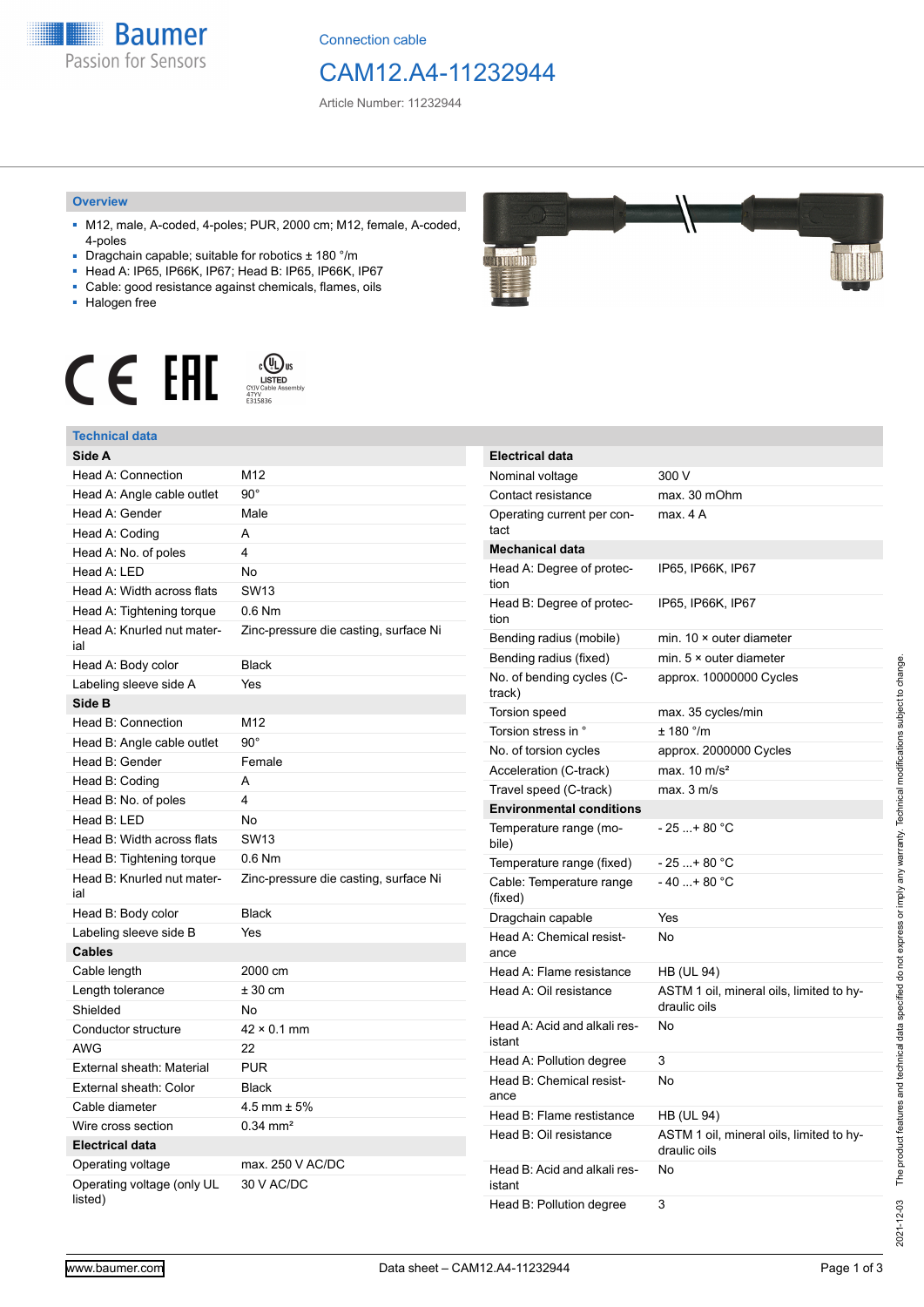Connection cable

# CAM12.A4-11232944

Article Number: 11232944

## Overview

- M12, male, A-coded, 4-poles; PUR, 2000 cm; M12, female, A-coded, 4-poles
- Dragchain capable; suitable for robotics ± 180 °/m
- Head A: IP65, IP66K, IP67; Head B: IP65, IP66K, IP67
- Cable: good resistance against chemicals, flames, oils
- Halogen free

LISTED
CYJV Cable Assembly
47YV
E315836

## Technical data

| Side A | |
|---|---|
| Head A: Connection | M12 |
| Head A: Angle cable outlet | 90° |
| Head A: Gender | Male |
| Head A: Coding | A |
| Head A: No. of poles | 4 |
| Head A: LED | No |
| Head A: Width across flats | SW13 |
| Head A: Tightening torque | 0.6 Nm |
| Head A: Knurled nut material | Zinc-pressure die casting, surface Ni |
| Head A: Body color | Black |
| Labeling sleeve side A | Yes |
| **Side B** | |
| Head B: Connection | M12 |
| Head B: Angle cable outlet | 90° |
| Head B: Gender | Female |
| Head B: Coding | A |
| Head B: No. of poles | 4 |
| Head B: LED | No |
| Head B: Width across flats | SW13 |
| Head B: Tightening torque | 0.6 Nm |
| Head B: Knurled nut material | Zinc-pressure die casting, surface Ni |
| Head B: Body color | Black |
| Labeling sleeve side B | Yes |
| **Cables** | |
| Cable length | 2000 cm |
| Length tolerance | ± 30 cm |
| Shielded | No |
| Conductor structure | 42 × 0.1 mm |
| AWG | 22 |
| External sheath: Material | PUR |
| External sheath: Color | Black |
| Cable diameter | 4.5 mm ± 5% |
| Wire cross section | 0.34 mm² |
| **Electrical data** | |
| Operating voltage | max. 250 V AC/DC |
| Operating voltage (only UL listed) | 30 V AC/DC |

| Electrical data | |
|---|---|
| Nominal voltage | 300 V |
| Contact resistance | max. 30 mOhm |
| Operating current per contact | max. 4 A |
| **Mechanical data** | |
| Head A: Degree of protection | IP65, IP66K, IP67 |
| Head B: Degree of protection | IP65, IP66K, IP67 |
| Bending radius (mobile) | min. 10 × outer diameter |
| Bending radius (fixed) | min. 5 × outer diameter |
| No. of bending cycles (C-track) | approx. 10000000 Cycles |
| Torsion speed | max. 35 cycles/min |
| Torsion stress in ° | ± 180 °/m |
| No. of torsion cycles | approx. 2000000 Cycles |
| Acceleration (C-track) | max. 10 m/s² |
| Travel speed (C-track) | max. 3 m/s |
| **Environmental conditions** | |
| Temperature range (mobile) | - 25 ...+ 80 °C |
| Temperature range (fixed) | - 25 ...+ 80 °C |
| Cable: Temperature range (fixed) | - 40 ...+ 80 °C |
| Dragchain capable | Yes |
| Head A: Chemical resistance | No |
| Head A: Flame resistance | HB (UL 94) |
| Head A: Oil resistance | ASTM 1 oil, mineral oils, limited to hydraulic oils |
| Head A: Acid and alkali resistant | No |
| Head A: Pollution degree | 3 |
| Head B: Chemical resistance | No |
| Head B: Flame resistance | HB (UL 94) |
| Head B: Oil resistance | ASTM 1 oil, mineral oils, limited to hydraulic oils |
| Head B: Acid and alkali resistant | No |
| Head B: Pollution degree | 3 |

2021-12-03 The product features and technical data specified do not express or imply any warranty. Technical modifications subject to change.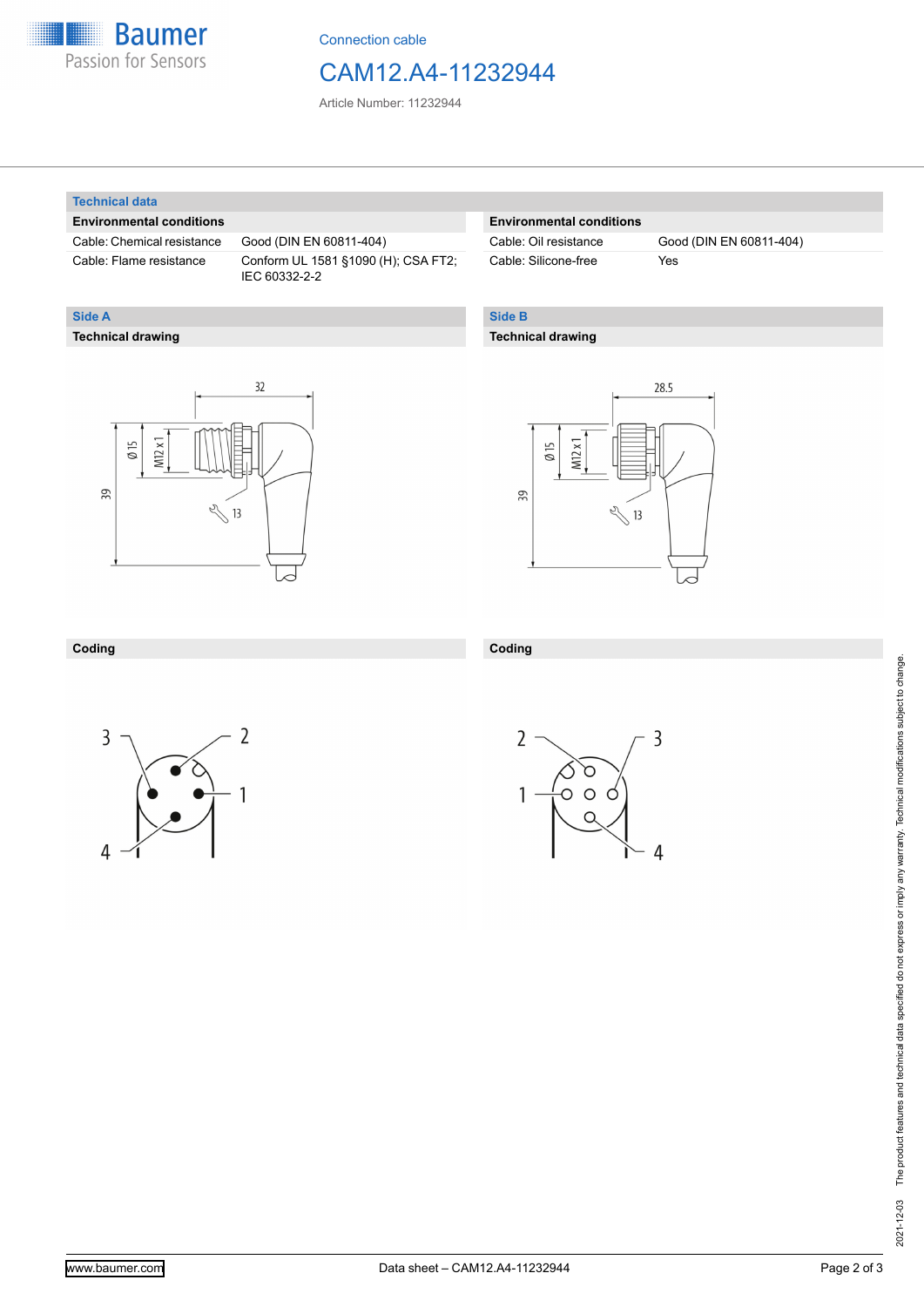Connection cable

# CAM12.A4-11232944

Article Number: 11232944

## Technical data

### Environmental conditions

| | |
|---|---|
| Cable: Chemical resistance | Good (DIN EN 60811-404) |
| Cable: Flame resistance | Conform UL 1581 §1090 (H); CSA FT2; IEC 60332-2-2 |
| Cable: Oil resistance | Good (DIN EN 60811-404) |
| Cable: Silicone-free | Yes |

## Side A

### Technical drawing

32

Ø 15

M12 x 1

39

13

### Coding

3, 2, 1, 4

## Side B

### Technical drawing

28.5

Ø 15

M12 x 1

39

13

### Coding

2, 3, 1, 4

2021-12-03 The product features and technical data specified do not express or imply any warranty. Technical modifications subject to change.

www.baumer.com

Data sheet – CAM12.A4-11232944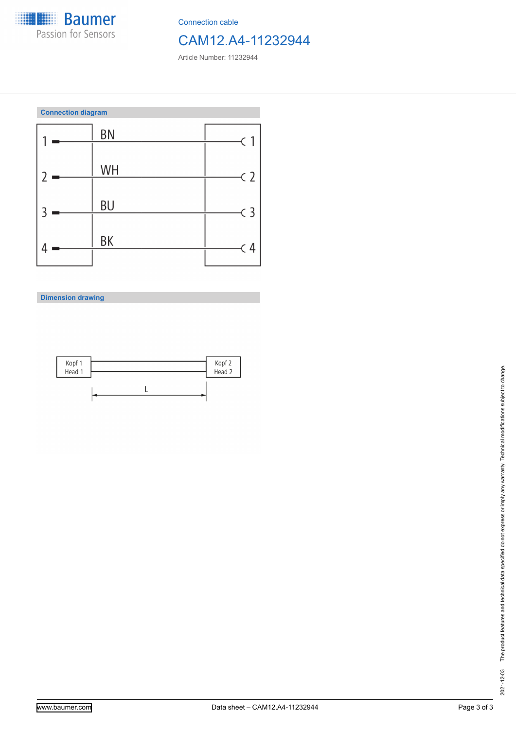Connection cable

# CAM12.A4-11232944

Article Number: 11232944

## Connection diagram

1 BN 1
2 WH 2
3 BU 3
4 BK 4

## Dimension drawing

Kopf 1
Head 1

Kopf 2
Head 2

L

2021-12-03 The product features and technical data specified do not express or imply any warranty. Technical modifications subject to change.